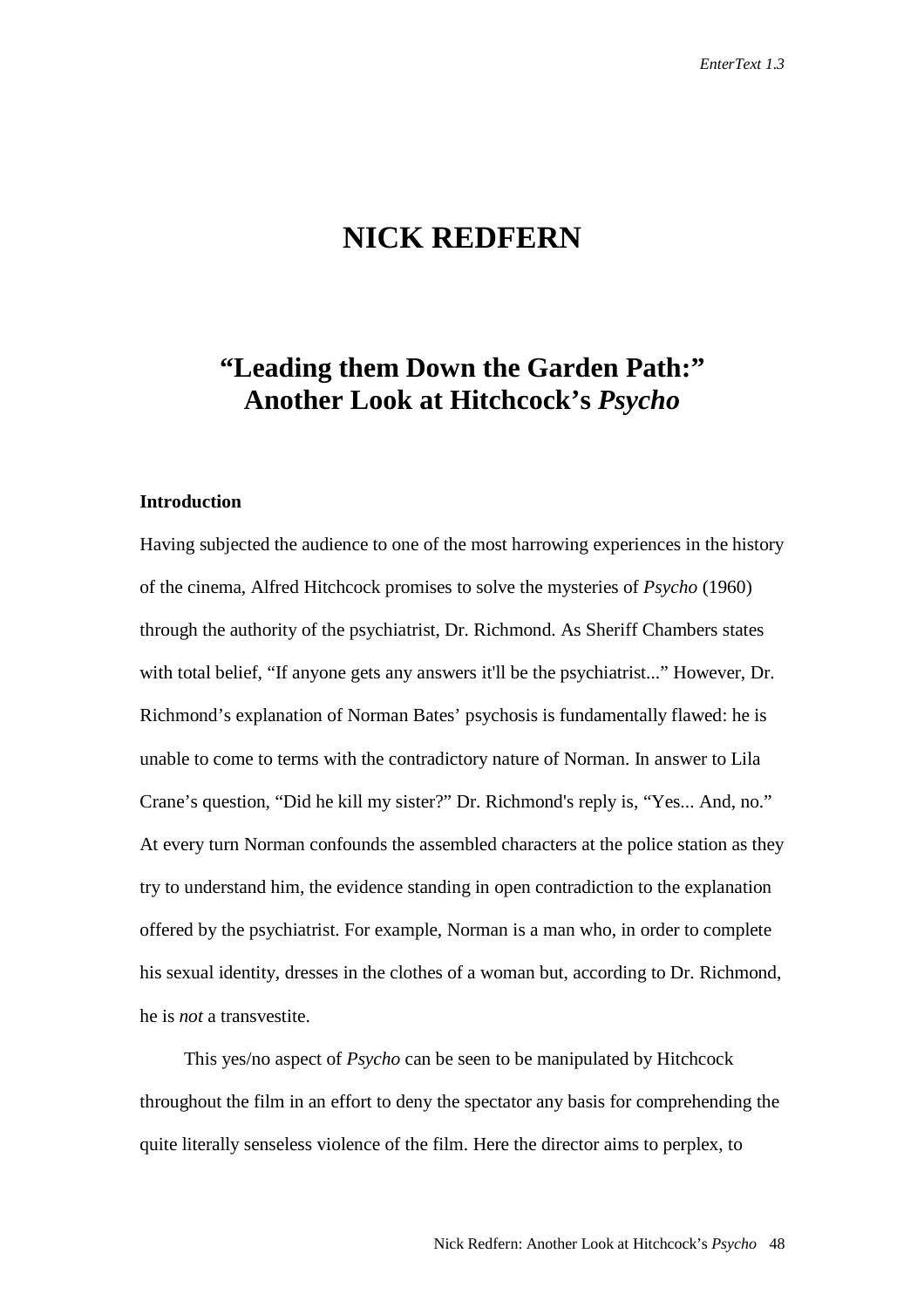# NICK REDFERN

## "Leading them Down the Garden Path:" Another Look at Hitchcock's *Psycho*

### Introduction

Having subjected the audience to one of the most harrowing experiences in the history of the cinema, Alfred Hitchcock promises to solve the mysteries of *Psycho* (1960) through the authority of the psychiatrist, Dr. Richmond. As Sheriff Chambers states with total belief, "If anyone gets any answers it'll be the psychiatrist..." However, Dr. Richmond's explanation of Norman Bates' psychosis is fundamentally flawed: he is unable to come to terms with the contradictory nature of Norman. In answer to Lila Crane's question, "Did he kill my sister?" Dr. Richmond's reply is, "Yes... And, no." At every turn Norman confounds the assembled characters at the police station as they try to understand him, the evidence standing in open contradiction to the explanation offered by the psychiatrist. For example, Norman is a man who, in order to complete his sexual identity, dresses in the clothes of a woman but, according to Dr. Richmond, he is *not* a transvestite.

This yes/no aspect of *Psycho* can be seen to be manipulated by Hitchcock throughout the film in an effort to deny the spectator any basis for comprehending the quite literally senseless violence of the film. Here the director aims to perplex, to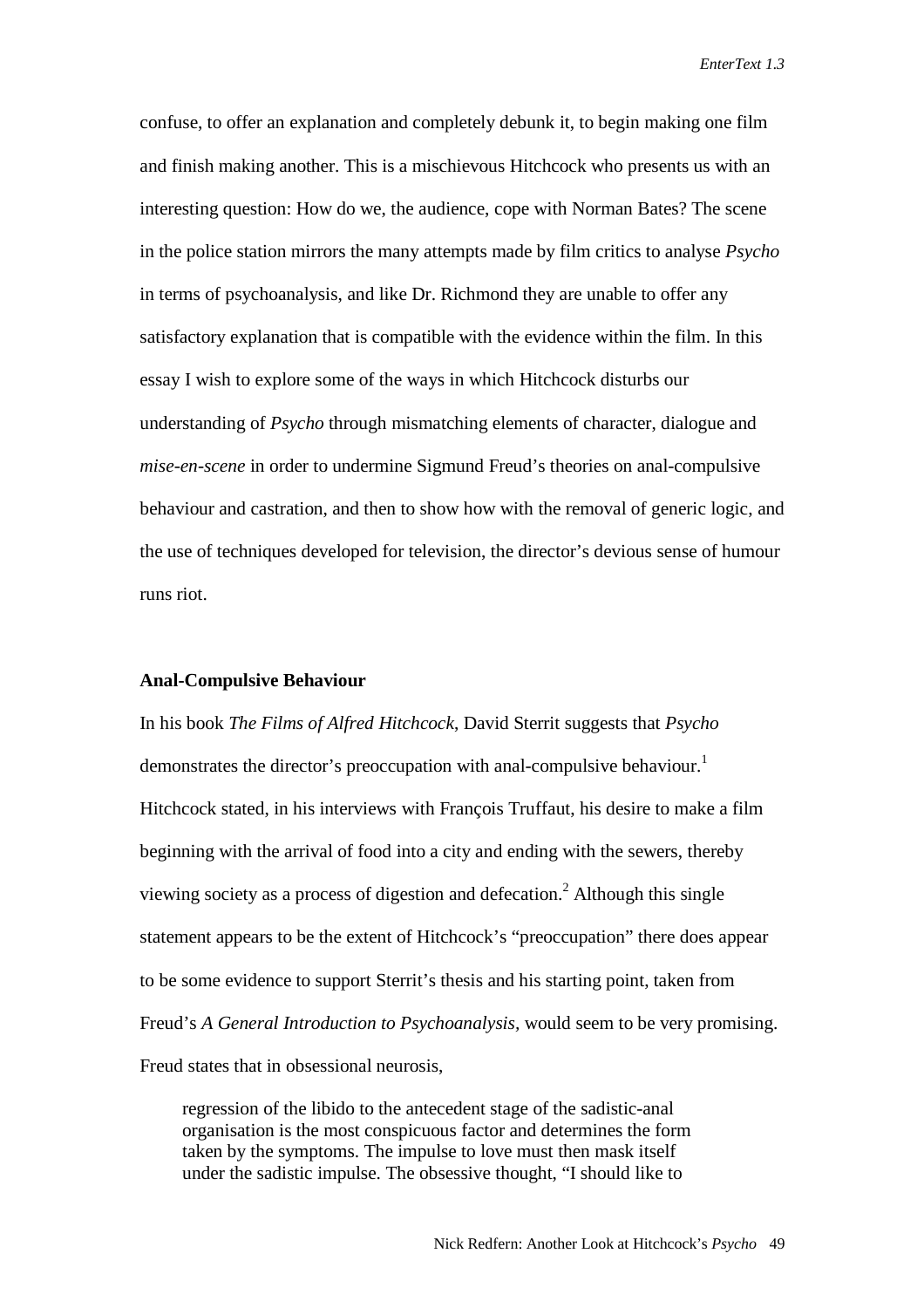confuse, to offer an explanation and completely debunk it, to begin making one film and finish making another. This is a mischievous Hitchcock who presents us with an interesting question: How do we, the audience, cope with Norman Bates? The scene in the police station mirrors the many attempts made by film critics to analyse *Psycho* in terms of psychoanalysis, and like Dr. Richmond they are unable to offer any satisfactory explanation that is compatible with the evidence within the film. In this essay I wish to explore some of the ways in which Hitchcock disturbs our understanding of *Psycho* through mismatching elements of character, dialogue and *mise-en-scene* in order to undermine Sigmund Freud's theories on anal-compulsive behaviour and castration, and then to show how with the removal of generic logic, and the use of techniques developed for television, the director's devious sense of humour runs riot.

**Anal-Compulsive Behaviour**

In his book *The Films of Alfred Hitchcock*, David Sterrit suggests that *Psycho* demonstrates the director's preoccupation with anal-compulsive behaviour.[1] Hitchcock stated, in his interviews with François Truffaut, his desire to make a film beginning with the arrival of food into a city and ending with the sewers, thereby viewing society as a process of digestion and defecation.[2] Although this single statement appears to be the extent of Hitchcock's "preoccupation" there does appear to be some evidence to support Sterrit's thesis and his starting point, taken from Freud's *A General Introduction to Psychoanalysis*, would seem to be very promising. Freud states that in obsessional neurosis,

> regression of the libido to the antecedent stage of the sadistic-anal organisation is the most conspicuous factor and determines the form taken by the symptoms. The impulse to love must then mask itself under the sadistic impulse. The obsessive thought, "I should like to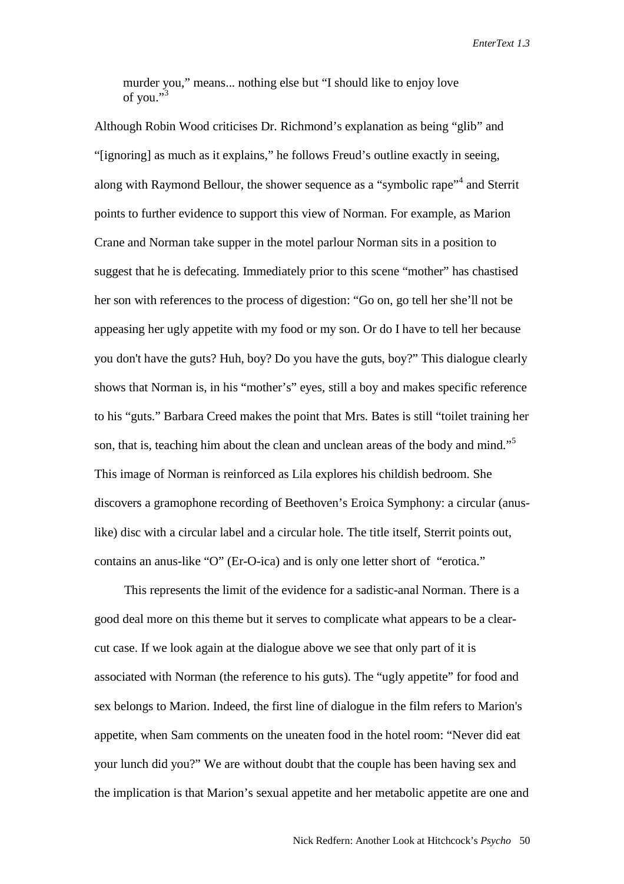murder you," means... nothing else but "I should like to enjoy love of you."[3]

Although Robin Wood criticises Dr. Richmond's explanation as being "glib" and "[ignoring] as much as it explains," he follows Freud's outline exactly in seeing, along with Raymond Bellour, the shower sequence as a "symbolic rape"[4] and Sterrit points to further evidence to support this view of Norman. For example, as Marion Crane and Norman take supper in the motel parlour Norman sits in a position to suggest that he is defecating. Immediately prior to this scene "mother" has chastised her son with references to the process of digestion: "Go on, go tell her she'll not be appeasing her ugly appetite with my food or my son. Or do I have to tell her because you don't have the guts? Huh, boy? Do you have the guts, boy?" This dialogue clearly shows that Norman is, in his "mother's" eyes, still a boy and makes specific reference to his "guts." Barbara Creed makes the point that Mrs. Bates is still "toilet training her son, that is, teaching him about the clean and unclean areas of the body and mind."[5] This image of Norman is reinforced as Lila explores his childish bedroom. She discovers a gramophone recording of Beethoven's Eroica Symphony: a circular (anus-like) disc with a circular label and a circular hole. The title itself, Sterrit points out, contains an anus-like "O" (Er-O-ica) and is only one letter short of "erotica."

This represents the limit of the evidence for a sadistic-anal Norman. There is a good deal more on this theme but it serves to complicate what appears to be a clear-cut case. If we look again at the dialogue above we see that only part of it is associated with Norman (the reference to his guts). The "ugly appetite" for food and sex belongs to Marion. Indeed, the first line of dialogue in the film refers to Marion's appetite, when Sam comments on the uneaten food in the hotel room: "Never did eat your lunch did you?" We are without doubt that the couple has been having sex and the implication is that Marion's sexual appetite and her metabolic appetite are one and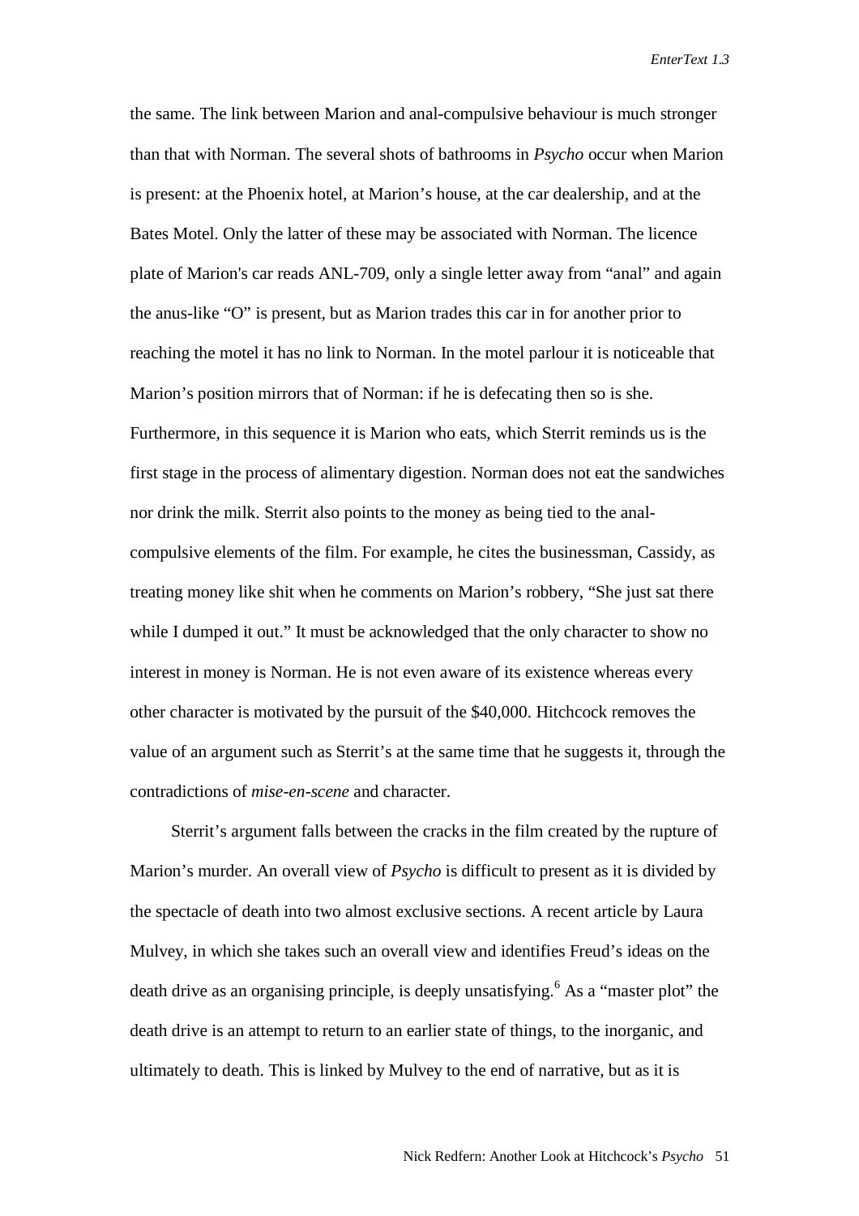the same. The link between Marion and anal-compulsive behaviour is much stronger than that with Norman. The several shots of bathrooms in *Psycho* occur when Marion is present: at the Phoenix hotel, at Marion's house, at the car dealership, and at the Bates Motel. Only the latter of these may be associated with Norman. The licence plate of Marion's car reads ANL-709, only a single letter away from "anal" and again the anus-like "O" is present, but as Marion trades this car in for another prior to reaching the motel it has no link to Norman. In the motel parlour it is noticeable that Marion's position mirrors that of Norman: if he is defecating then so is she. Furthermore, in this sequence it is Marion who eats, which Sterrit reminds us is the first stage in the process of alimentary digestion. Norman does not eat the sandwiches nor drink the milk. Sterrit also points to the money as being tied to the anal-compulsive elements of the film. For example, he cites the businessman, Cassidy, as treating money like shit when he comments on Marion's robbery, "She just sat there while I dumped it out." It must be acknowledged that the only character to show no interest in money is Norman. He is not even aware of its existence whereas every other character is motivated by the pursuit of the $40,000. Hitchcock removes the value of an argument such as Sterrit's at the same time that he suggests it, through the contradictions of *mise-en-scene* and character.

Sterrit's argument falls between the cracks in the film created by the rupture of Marion's murder. An overall view of *Psycho* is difficult to present as it is divided by the spectacle of death into two almost exclusive sections. A recent article by Laura Mulvey, in which she takes such an overall view and identifies Freud's ideas on the death drive as an organising principle, is deeply unsatisfying.[6] As a "master plot" the death drive is an attempt to return to an earlier state of things, to the inorganic, and ultimately to death. This is linked by Mulvey to the end of narrative, but as it is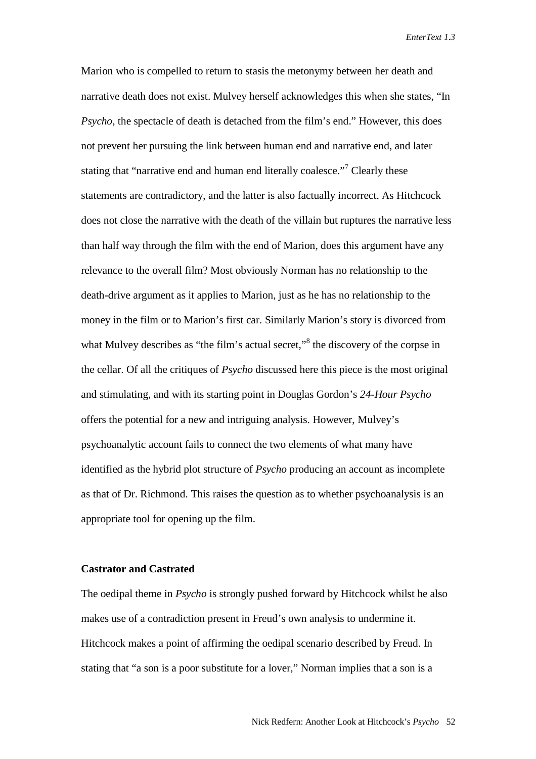Marion who is compelled to return to stasis the metonymy between her death and narrative death does not exist. Mulvey herself acknowledges this when she states, “In *Psycho*, the spectacle of death is detached from the film’s end.” However, this does not prevent her pursuing the link between human end and narrative end, and later stating that “narrative end and human end literally coalesce.”[7] Clearly these statements are contradictory, and the latter is also factually incorrect. As Hitchcock does not close the narrative with the death of the villain but ruptures the narrative less than half way through the film with the end of Marion, does this argument have any relevance to the overall film? Most obviously Norman has no relationship to the death-drive argument as it applies to Marion, just as he has no relationship to the money in the film or to Marion’s first car. Similarly Marion’s story is divorced from what Mulvey describes as “the film’s actual secret,”[8] the discovery of the corpse in the cellar. Of all the critiques of *Psycho* discussed here this piece is the most original and stimulating, and with its starting point in Douglas Gordon’s *24-Hour Psycho* offers the potential for a new and intriguing analysis. However, Mulvey’s psychoanalytic account fails to connect the two elements of what many have identified as the hybrid plot structure of *Psycho* producing an account as incomplete as that of Dr. Richmond. This raises the question as to whether psychoanalysis is an appropriate tool for opening up the film.

## Castrator and Castrated

The oedipal theme in *Psycho* is strongly pushed forward by Hitchcock whilst he also makes use of a contradiction present in Freud’s own analysis to undermine it. Hitchcock makes a point of affirming the oedipal scenario described by Freud. In stating that “a son is a poor substitute for a lover,” Norman implies that a son is a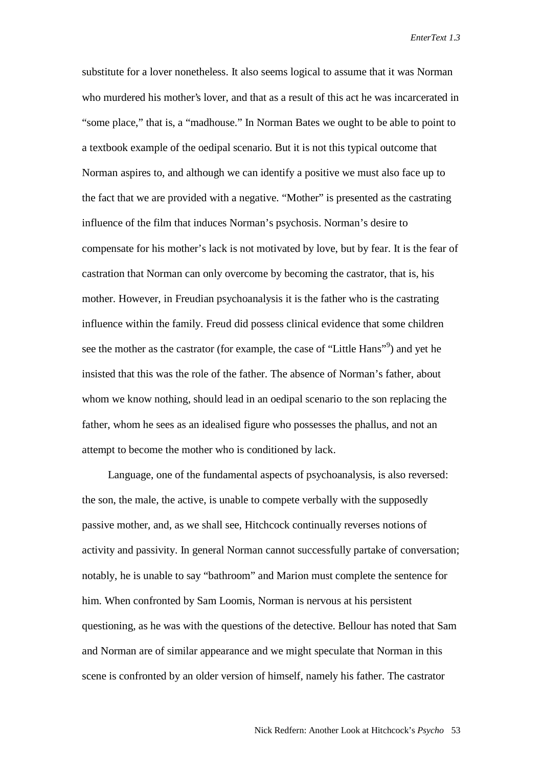substitute for a lover nonetheless. It also seems logical to assume that it was Norman who murdered his mother's lover, and that as a result of this act he was incarcerated in "some place," that is, a "madhouse." In Norman Bates we ought to be able to point to a textbook example of the oedipal scenario. But it is not this typical outcome that Norman aspires to, and although we can identify a positive we must also face up to the fact that we are provided with a negative. "Mother" is presented as the castrating influence of the film that induces Norman's psychosis. Norman's desire to compensate for his mother's lack is not motivated by love, but by fear. It is the fear of castration that Norman can only overcome by becoming the castrator, that is, his mother. However, in Freudian psychoanalysis it is the father who is the castrating influence within the family. Freud did possess clinical evidence that some children see the mother as the castrator (for example, the case of "Little Hans"[9]) and yet he insisted that this was the role of the father. The absence of Norman's father, about whom we know nothing, should lead in an oedipal scenario to the son replacing the father, whom he sees as an idealised figure who possesses the phallus, and not an attempt to become the mother who is conditioned by lack.

Language, one of the fundamental aspects of psychoanalysis, is also reversed: the son, the male, the active, is unable to compete verbally with the supposedly passive mother, and, as we shall see, Hitchcock continually reverses notions of activity and passivity. In general Norman cannot successfully partake of conversation; notably, he is unable to say "bathroom" and Marion must complete the sentence for him. When confronted by Sam Loomis, Norman is nervous at his persistent questioning, as he was with the questions of the detective. Bellour has noted that Sam and Norman are of similar appearance and we might speculate that Norman in this scene is confronted by an older version of himself, namely his father. The castrator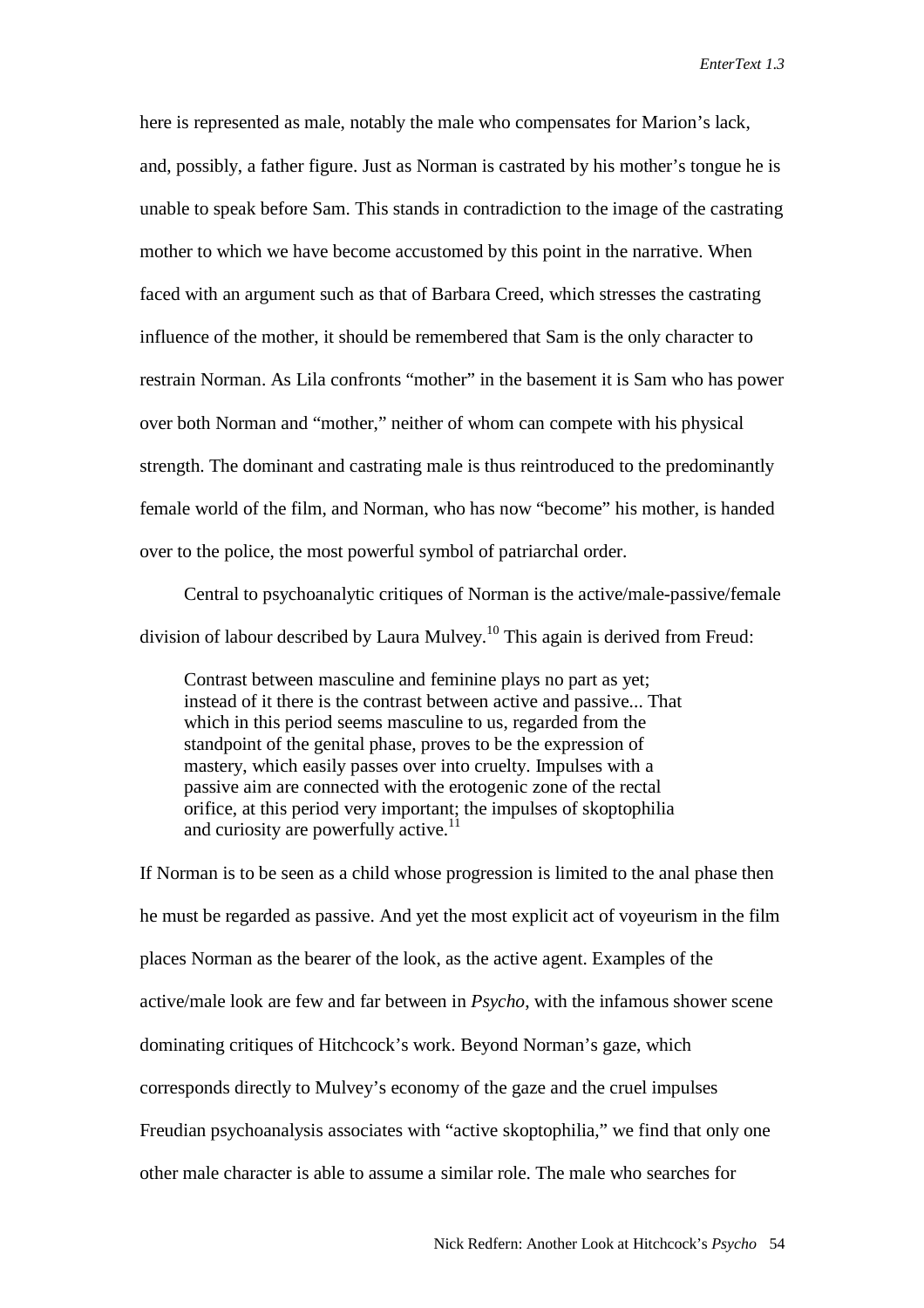here is represented as male, notably the male who compensates for Marion's lack, and, possibly, a father figure. Just as Norman is castrated by his mother's tongue he is unable to speak before Sam. This stands in contradiction to the image of the castrating mother to which we have become accustomed by this point in the narrative. When faced with an argument such as that of Barbara Creed, which stresses the castrating influence of the mother, it should be remembered that Sam is the only character to restrain Norman. As Lila confronts "mother" in the basement it is Sam who has power over both Norman and "mother," neither of whom can compete with his physical strength. The dominant and castrating male is thus reintroduced to the predominantly female world of the film, and Norman, who has now "become" his mother, is handed over to the police, the most powerful symbol of patriarchal order.

Central to psychoanalytic critiques of Norman is the active/male-passive/female division of labour described by Laura Mulvey.[10] This again is derived from Freud:

> Contrast between masculine and feminine plays no part as yet; instead of it there is the contrast between active and passive... That which in this period seems masculine to us, regarded from the standpoint of the genital phase, proves to be the expression of mastery, which easily passes over into cruelty. Impulses with a passive aim are connected with the erotogenic zone of the rectal orifice, at this period very important; the impulses of skoptophilia and curiosity are powerfully active.[11]

If Norman is to be seen as a child whose progression is limited to the anal phase then he must be regarded as passive. And yet the most explicit act of voyeurism in the film places Norman as the bearer of the look, as the active agent. Examples of the active/male look are few and far between in *Psycho*, with the infamous shower scene dominating critiques of Hitchcock's work. Beyond Norman's gaze, which corresponds directly to Mulvey's economy of the gaze and the cruel impulses Freudian psychoanalysis associates with "active skoptophilia," we find that only one other male character is able to assume a similar role. The male who searches for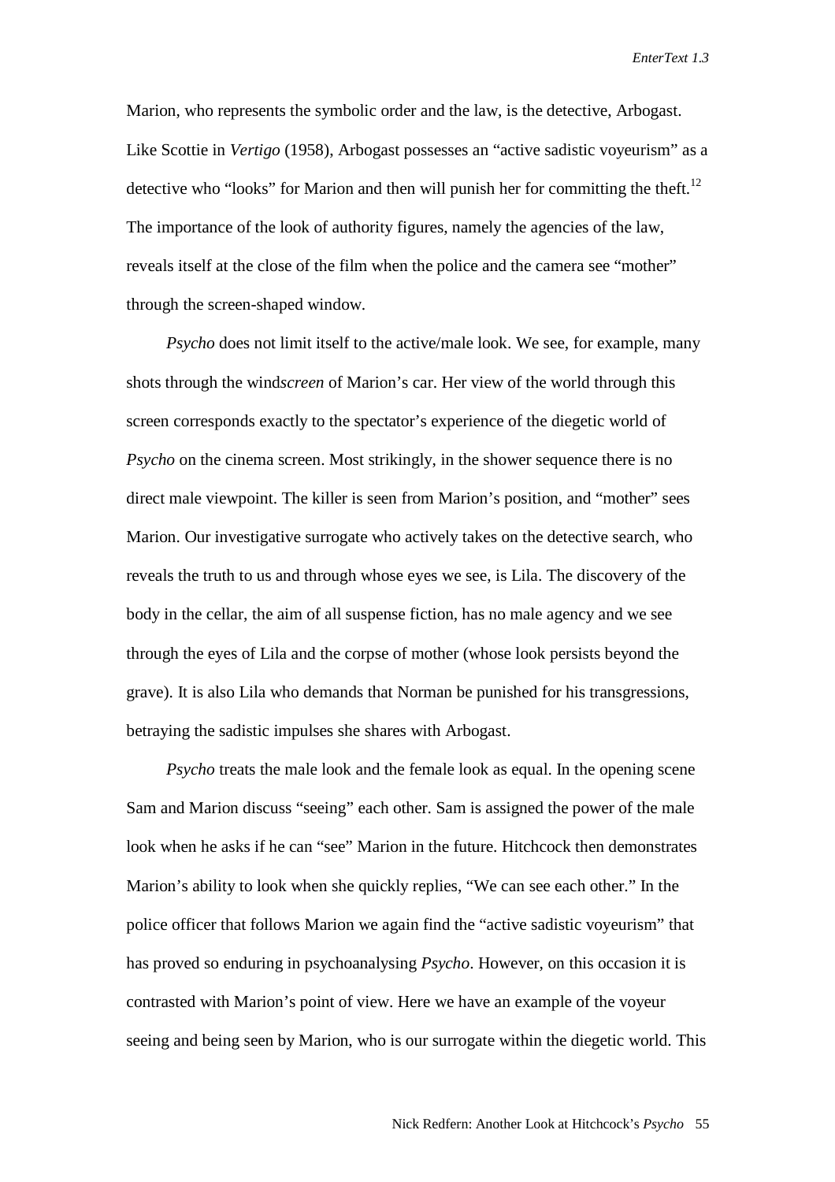Marion, who represents the symbolic order and the law, is the detective, Arbogast. Like Scottie in *Vertigo* (1958), Arbogast possesses an "active sadistic voyeurism" as a detective who "looks" for Marion and then will punish her for committing the theft.[12] The importance of the look of authority figures, namely the agencies of the law, reveals itself at the close of the film when the police and the camera see "mother" through the screen-shaped window.

*Psycho* does not limit itself to the active/male look. We see, for example, many shots through the wind*screen* of Marion's car. Her view of the world through this screen corresponds exactly to the spectator's experience of the diegetic world of *Psycho* on the cinema screen. Most strikingly, in the shower sequence there is no direct male viewpoint. The killer is seen from Marion's position, and "mother" sees Marion. Our investigative surrogate who actively takes on the detective search, who reveals the truth to us and through whose eyes we see, is Lila. The discovery of the body in the cellar, the aim of all suspense fiction, has no male agency and we see through the eyes of Lila and the corpse of mother (whose look persists beyond the grave). It is also Lila who demands that Norman be punished for his transgressions, betraying the sadistic impulses she shares with Arbogast.

*Psycho* treats the male look and the female look as equal. In the opening scene Sam and Marion discuss "seeing" each other. Sam is assigned the power of the male look when he asks if he can "see" Marion in the future. Hitchcock then demonstrates Marion's ability to look when she quickly replies, "We can see each other." In the police officer that follows Marion we again find the "active sadistic voyeurism" that has proved so enduring in psychoanalysing *Psycho*. However, on this occasion it is contrasted with Marion's point of view. Here we have an example of the voyeur seeing and being seen by Marion, who is our surrogate within the diegetic world. This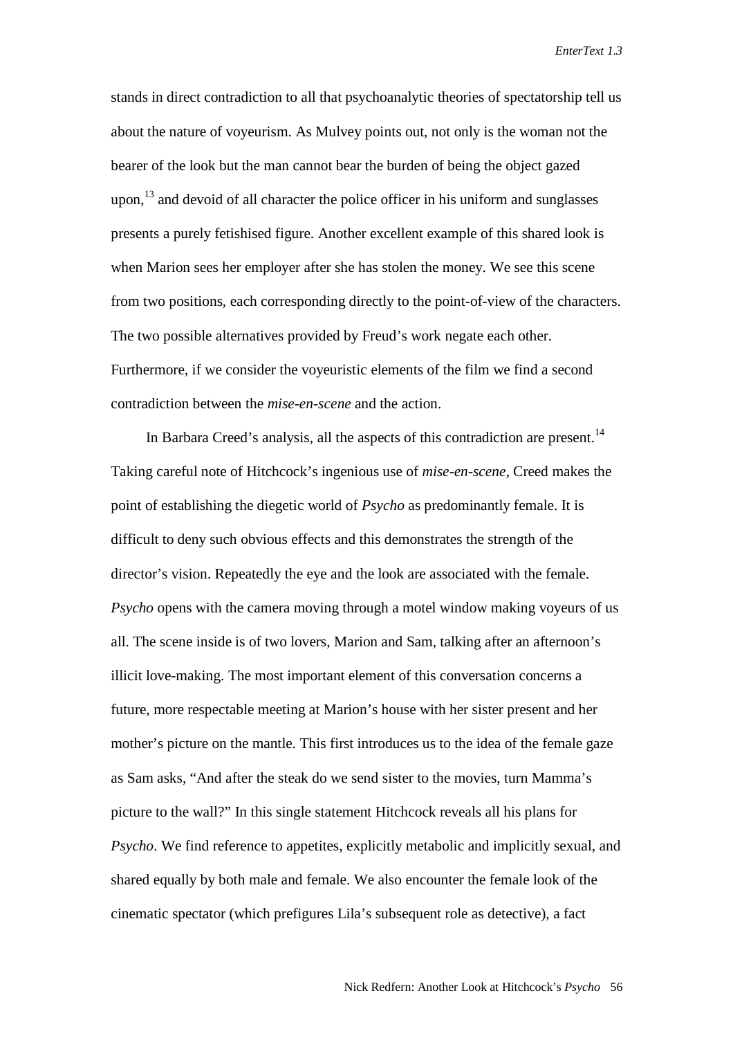stands in direct contradiction to all that psychoanalytic theories of spectatorship tell us about the nature of voyeurism. As Mulvey points out, not only is the woman not the bearer of the look but the man cannot bear the burden of being the object gazed upon,[13] and devoid of all character the police officer in his uniform and sunglasses presents a purely fetishised figure. Another excellent example of this shared look is when Marion sees her employer after she has stolen the money. We see this scene from two positions, each corresponding directly to the point-of-view of the characters. The two possible alternatives provided by Freud's work negate each other. Furthermore, if we consider the voyeuristic elements of the film we find a second contradiction between the *mise-en-scene* and the action.

In Barbara Creed's analysis, all the aspects of this contradiction are present.[14] Taking careful note of Hitchcock's ingenious use of *mise-en-scene*, Creed makes the point of establishing the diegetic world of *Psycho* as predominantly female. It is difficult to deny such obvious effects and this demonstrates the strength of the director's vision. Repeatedly the eye and the look are associated with the female. *Psycho* opens with the camera moving through a motel window making voyeurs of us all. The scene inside is of two lovers, Marion and Sam, talking after an afternoon's illicit love-making. The most important element of this conversation concerns a future, more respectable meeting at Marion's house with her sister present and her mother's picture on the mantle. This first introduces us to the idea of the female gaze as Sam asks, "And after the steak do we send sister to the movies, turn Mamma's picture to the wall?" In this single statement Hitchcock reveals all his plans for *Psycho*. We find reference to appetites, explicitly metabolic and implicitly sexual, and shared equally by both male and female. We also encounter the female look of the cinematic spectator (which prefigures Lila's subsequent role as detective), a fact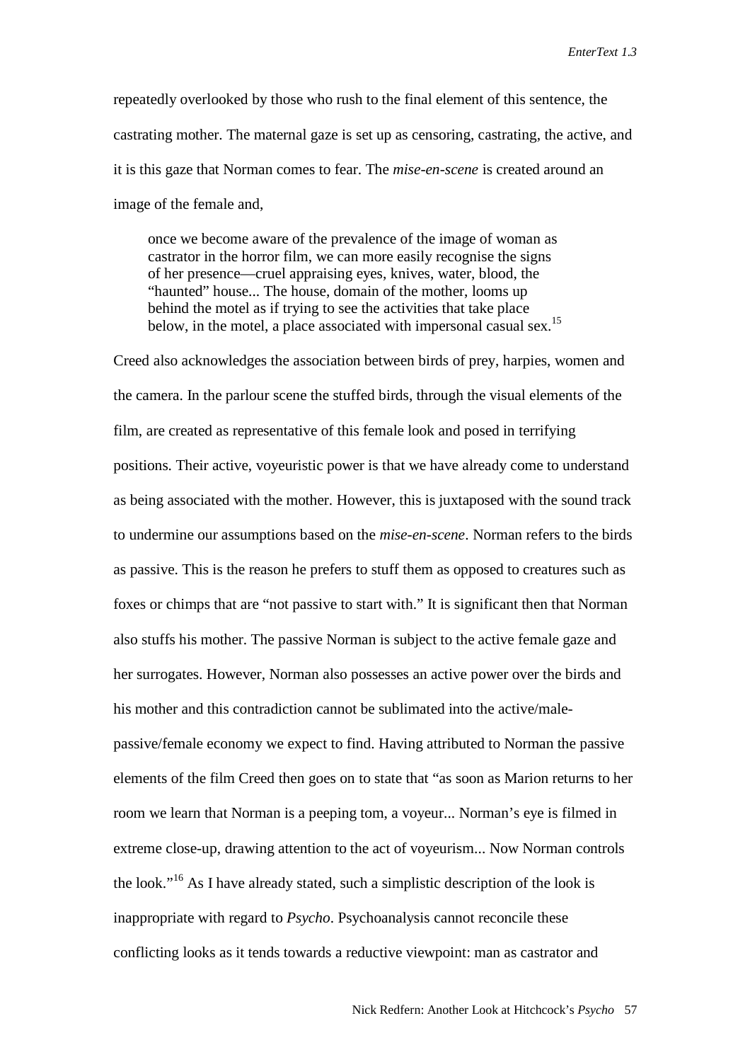repeatedly overlooked by those who rush to the final element of this sentence, the castrating mother. The maternal gaze is set up as censoring, castrating, the active, and it is this gaze that Norman comes to fear. The *mise-en-scene* is created around an image of the female and,

> once we become aware of the prevalence of the image of woman as castrator in the horror film, we can more easily recognise the signs of her presence—cruel appraising eyes, knives, water, blood, the "haunted" house... The house, domain of the mother, looms up behind the motel as if trying to see the activities that take place below, in the motel, a place associated with impersonal casual sex.[15]

Creed also acknowledges the association between birds of prey, harpies, women and the camera. In the parlour scene the stuffed birds, through the visual elements of the film, are created as representative of this female look and posed in terrifying positions. Their active, voyeuristic power is that we have already come to understand as being associated with the mother. However, this is juxtaposed with the sound track to undermine our assumptions based on the *mise-en-scene*. Norman refers to the birds as passive. This is the reason he prefers to stuff them as opposed to creatures such as foxes or chimps that are "not passive to start with." It is significant then that Norman also stuffs his mother. The passive Norman is subject to the active female gaze and her surrogates. However, Norman also possesses an active power over the birds and his mother and this contradiction cannot be sublimated into the active/male-passive/female economy we expect to find. Having attributed to Norman the passive elements of the film Creed then goes on to state that "as soon as Marion returns to her room we learn that Norman is a peeping tom, a voyeur... Norman's eye is filmed in extreme close-up, drawing attention to the act of voyeurism... Now Norman controls the look."[16] As I have already stated, such a simplistic description of the look is inappropriate with regard to *Psycho*. Psychoanalysis cannot reconcile these conflicting looks as it tends towards a reductive viewpoint: man as castrator and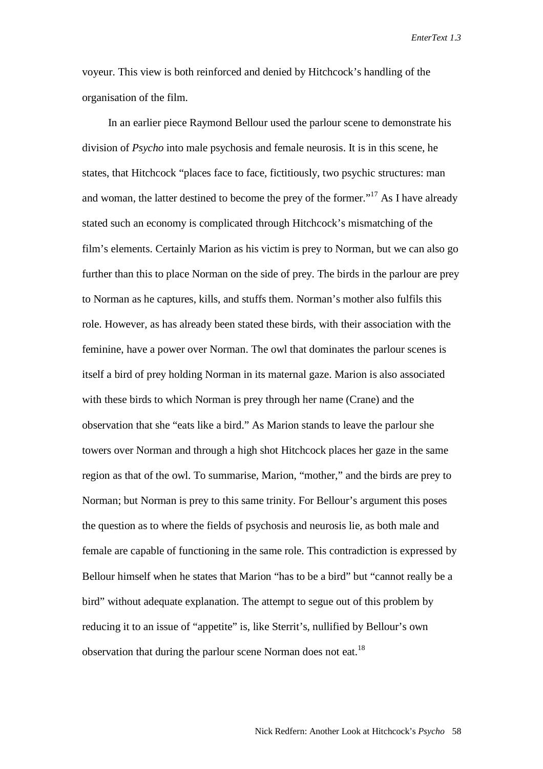voyeur. This view is both reinforced and denied by Hitchcock's handling of the organisation of the film.

In an earlier piece Raymond Bellour used the parlour scene to demonstrate his division of *Psycho* into male psychosis and female neurosis. It is in this scene, he states, that Hitchcock "places face to face, fictitiously, two psychic structures: man and woman, the latter destined to become the prey of the former."[17] As I have already stated such an economy is complicated through Hitchcock's mismatching of the film's elements. Certainly Marion as his victim is prey to Norman, but we can also go further than this to place Norman on the side of prey. The birds in the parlour are prey to Norman as he captures, kills, and stuffs them. Norman's mother also fulfils this role. However, as has already been stated these birds, with their association with the feminine, have a power over Norman. The owl that dominates the parlour scenes is itself a bird of prey holding Norman in its maternal gaze. Marion is also associated with these birds to which Norman is prey through her name (Crane) and the observation that she "eats like a bird." As Marion stands to leave the parlour she towers over Norman and through a high shot Hitchcock places her gaze in the same region as that of the owl. To summarise, Marion, "mother," and the birds are prey to Norman; but Norman is prey to this same trinity. For Bellour's argument this poses the question as to where the fields of psychosis and neurosis lie, as both male and female are capable of functioning in the same role. This contradiction is expressed by Bellour himself when he states that Marion "has to be a bird" but "cannot really be a bird" without adequate explanation. The attempt to segue out of this problem by reducing it to an issue of "appetite" is, like Sterrit's, nullified by Bellour's own observation that during the parlour scene Norman does not eat.[18]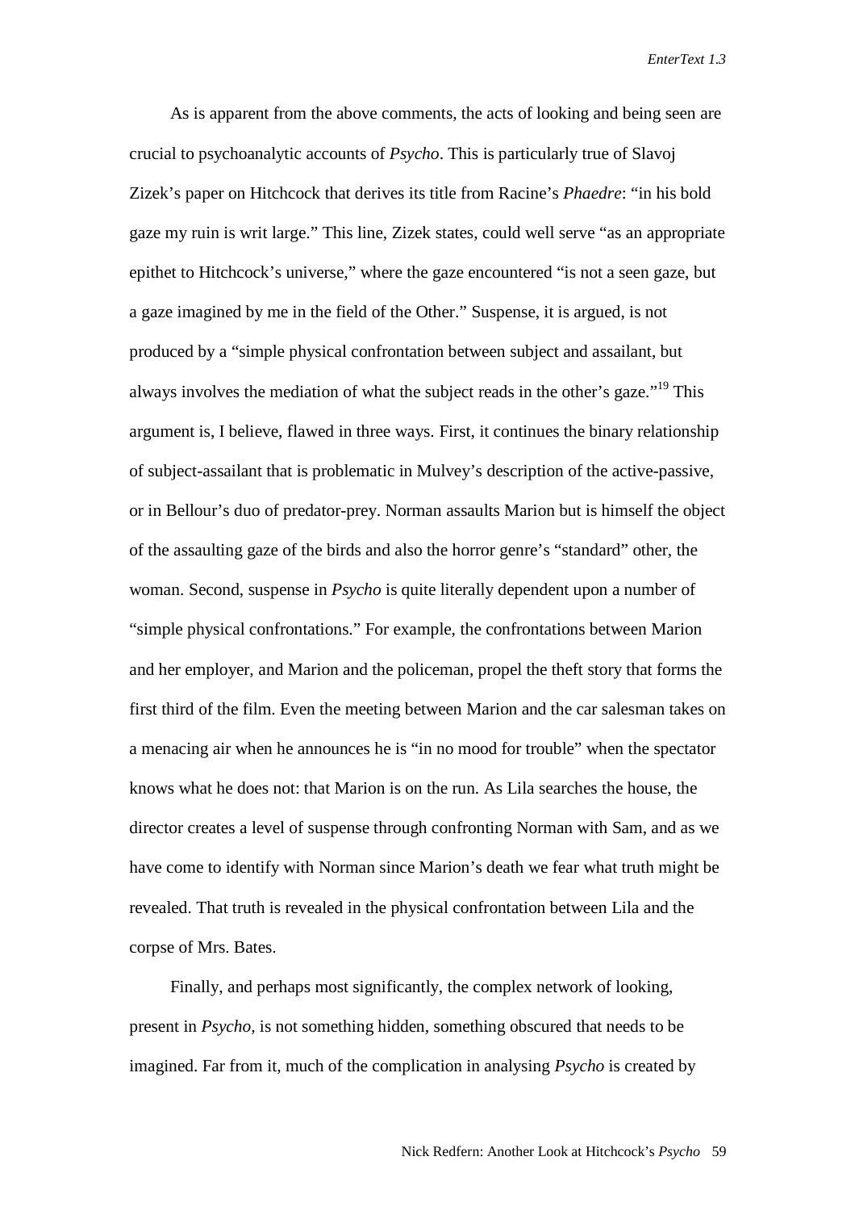As is apparent from the above comments, the acts of looking and being seen are crucial to psychoanalytic accounts of *Psycho*. This is particularly true of Slavoj Zizek's paper on Hitchcock that derives its title from Racine's *Phaedre*: "in his bold gaze my ruin is writ large." This line, Zizek states, could well serve "as an appropriate epithet to Hitchcock's universe," where the gaze encountered "is not a seen gaze, but a gaze imagined by me in the field of the Other." Suspense, it is argued, is not produced by a "simple physical confrontation between subject and assailant, but always involves the mediation of what the subject reads in the other's gaze."[19] This argument is, I believe, flawed in three ways. First, it continues the binary relationship of subject-assailant that is problematic in Mulvey's description of the active-passive, or in Bellour's duo of predator-prey. Norman assaults Marion but is himself the object of the assaulting gaze of the birds and also the horror genre's "standard" other, the woman. Second, suspense in *Psycho* is quite literally dependent upon a number of "simple physical confrontations." For example, the confrontations between Marion and her employer, and Marion and the policeman, propel the theft story that forms the first third of the film. Even the meeting between Marion and the car salesman takes on a menacing air when he announces he is "in no mood for trouble" when the spectator knows what he does not: that Marion is on the run. As Lila searches the house, the director creates a level of suspense through confronting Norman with Sam, and as we have come to identify with Norman since Marion's death we fear what truth might be revealed. That truth is revealed in the physical confrontation between Lila and the corpse of Mrs. Bates.

Finally, and perhaps most significantly, the complex network of looking, present in *Psycho,* is not something hidden, something obscured that needs to be imagined. Far from it, much of the complication in analysing *Psycho* is created by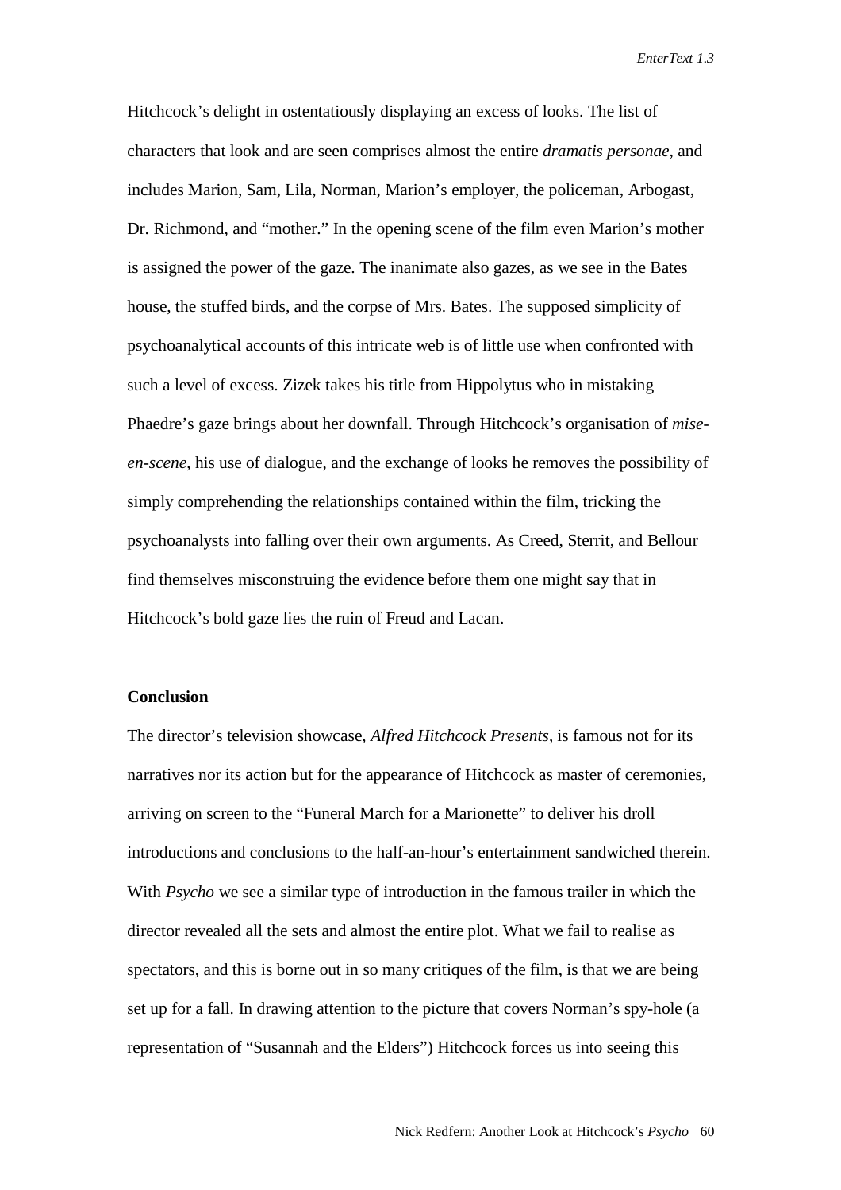Hitchcock's delight in ostentatiously displaying an excess of looks. The list of characters that look and are seen comprises almost the entire *dramatis personae*, and includes Marion, Sam, Lila, Norman, Marion's employer, the policeman, Arbogast, Dr. Richmond, and "mother." In the opening scene of the film even Marion's mother is assigned the power of the gaze. The inanimate also gazes, as we see in the Bates house, the stuffed birds, and the corpse of Mrs. Bates. The supposed simplicity of psychoanalytical accounts of this intricate web is of little use when confronted with such a level of excess. Zizek takes his title from Hippolytus who in mistaking Phaedre's gaze brings about her downfall. Through Hitchcock's organisation of *mise-en-scene*, his use of dialogue, and the exchange of looks he removes the possibility of simply comprehending the relationships contained within the film, tricking the psychoanalysts into falling over their own arguments. As Creed, Sterrit, and Bellour find themselves misconstruing the evidence before them one might say that in Hitchcock's bold gaze lies the ruin of Freud and Lacan.

**Conclusion**

The director's television showcase, *Alfred Hitchcock Presents*, is famous not for its narratives nor its action but for the appearance of Hitchcock as master of ceremonies, arriving on screen to the "Funeral March for a Marionette" to deliver his droll introductions and conclusions to the half-an-hour's entertainment sandwiched therein. With *Psycho* we see a similar type of introduction in the famous trailer in which the director revealed all the sets and almost the entire plot. What we fail to realise as spectators, and this is borne out in so many critiques of the film, is that we are being set up for a fall. In drawing attention to the picture that covers Norman's spy-hole (a representation of "Susannah and the Elders") Hitchcock forces us into seeing this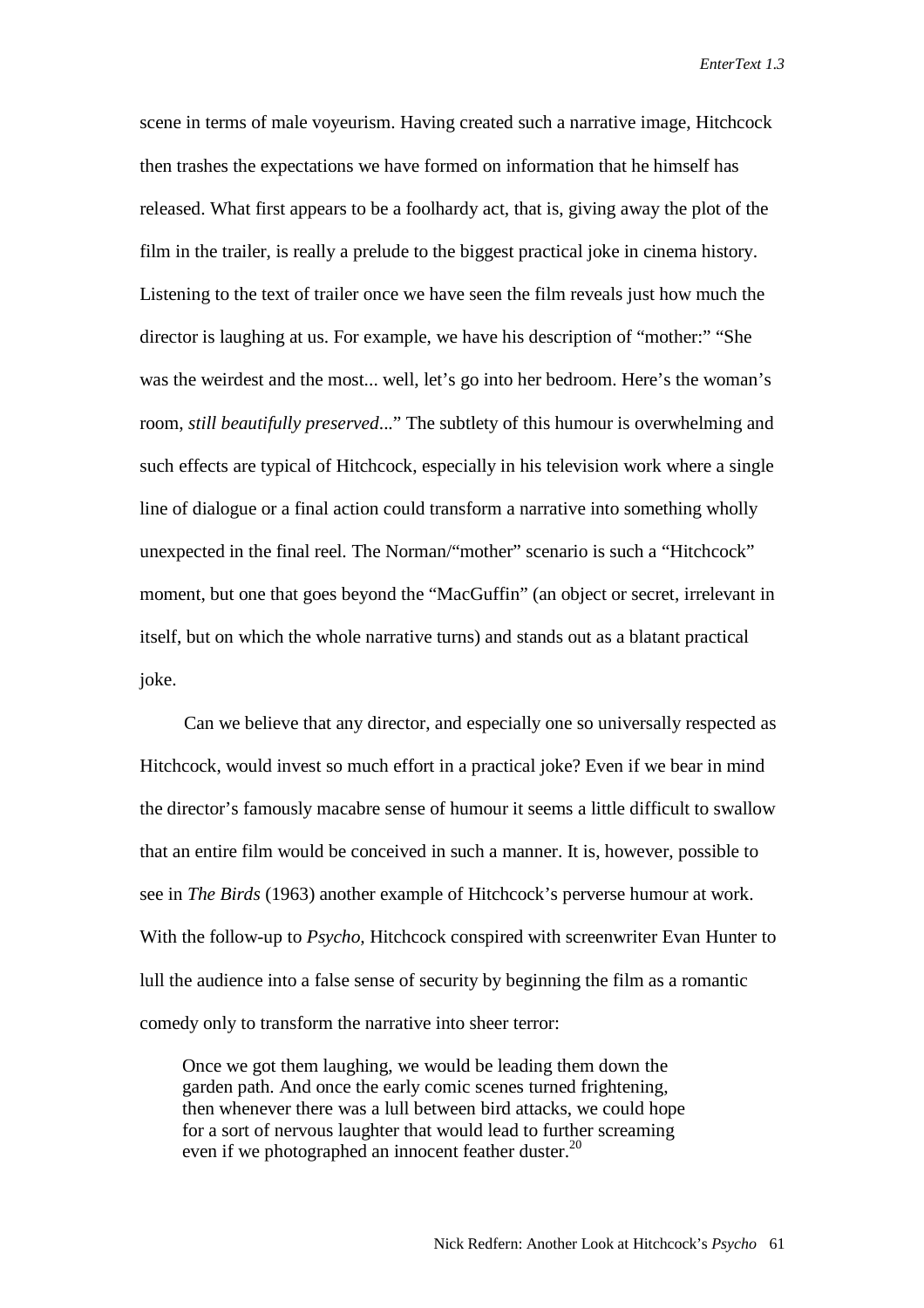scene in terms of male voyeurism. Having created such a narrative image, Hitchcock then trashes the expectations we have formed on information that he himself has released. What first appears to be a foolhardy act, that is, giving away the plot of the film in the trailer, is really a prelude to the biggest practical joke in cinema history. Listening to the text of trailer once we have seen the film reveals just how much the director is laughing at us. For example, we have his description of "mother:" "She was the weirdest and the most... well, let's go into her bedroom. Here's the woman's room, *still beautifully preserved*..." The subtlety of this humour is overwhelming and such effects are typical of Hitchcock, especially in his television work where a single line of dialogue or a final action could transform a narrative into something wholly unexpected in the final reel. The Norman/"mother" scenario is such a "Hitchcock" moment, but one that goes beyond the "MacGuffin" (an object or secret, irrelevant in itself, but on which the whole narrative turns) and stands out as a blatant practical joke.

Can we believe that any director, and especially one so universally respected as Hitchcock, would invest so much effort in a practical joke? Even if we bear in mind the director's famously macabre sense of humour it seems a little difficult to swallow that an entire film would be conceived in such a manner. It is, however, possible to see in *The Birds* (1963) another example of Hitchcock's perverse humour at work. With the follow-up to *Psycho*, Hitchcock conspired with screenwriter Evan Hunter to lull the audience into a false sense of security by beginning the film as a romantic comedy only to transform the narrative into sheer terror:

> Once we got them laughing, we would be leading them down the garden path. And once the early comic scenes turned frightening, then whenever there was a lull between bird attacks, we could hope for a sort of nervous laughter that would lead to further screaming even if we photographed an innocent feather duster.[20]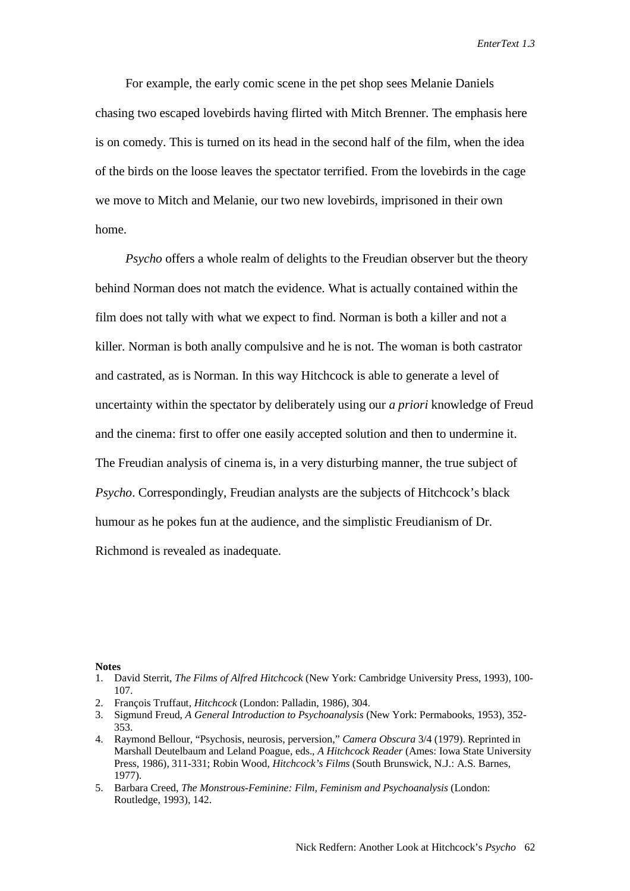For example, the early comic scene in the pet shop sees Melanie Daniels chasing two escaped lovebirds having flirted with Mitch Brenner. The emphasis here is on comedy. This is turned on its head in the second half of the film, when the idea of the birds on the loose leaves the spectator terrified. From the lovebirds in the cage we move to Mitch and Melanie, our two new lovebirds, imprisoned in their own home.

*Psycho* offers a whole realm of delights to the Freudian observer but the theory behind Norman does not match the evidence. What is actually contained within the film does not tally with what we expect to find. Norman is both a killer and not a killer. Norman is both anally compulsive and he is not. The woman is both castrator and castrated, as is Norman. In this way Hitchcock is able to generate a level of uncertainty within the spectator by deliberately using our *a priori* knowledge of Freud and the cinema: first to offer one easily accepted solution and then to undermine it. The Freudian analysis of cinema is, in a very disturbing manner, the true subject of *Psycho*. Correspondingly, Freudian analysts are the subjects of Hitchcock's black humour as he pokes fun at the audience, and the simplistic Freudianism of Dr. Richmond is revealed as inadequate.

**Notes**

1. David Sterrit, *The Films of Alfred Hitchcock* (New York: Cambridge University Press, 1993), 100-107.
2. François Truffaut, *Hitchcock* (London: Palladin, 1986), 304.
3. Sigmund Freud, *A General Introduction to Psychoanalysis* (New York: Permabooks, 1953), 352-353.
4. Raymond Bellour, "Psychosis, neurosis, perversion," *Camera Obscura* 3/4 (1979). Reprinted in Marshall Deutelbaum and Leland Poague, eds., *A Hitchcock Reader* (Ames: Iowa State University Press, 1986), 311-331; Robin Wood, *Hitchcock's Films* (South Brunswick, N.J.: A.S. Barnes, 1977).
5. Barbara Creed, *The Monstrous-Feminine: Film, Feminism and Psychoanalysis* (London: Routledge, 1993), 142.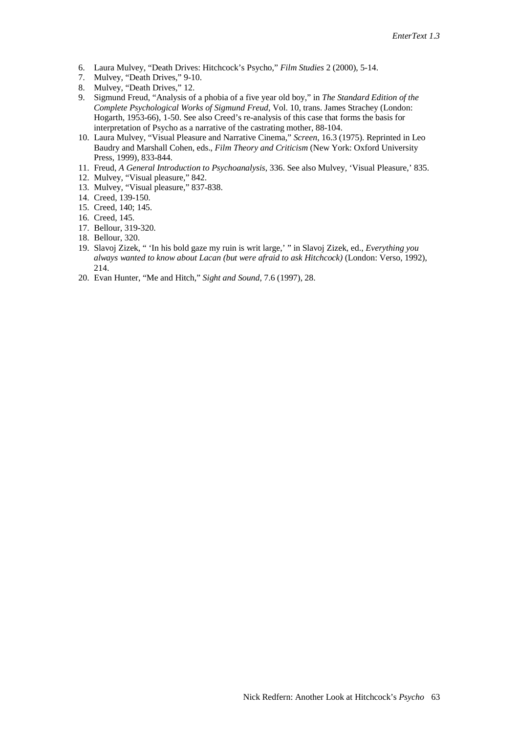6. Laura Mulvey, "Death Drives: Hitchcock's Psycho," *Film Studies* 2 (2000), 5-14.
7. Mulvey, "Death Drives," 9-10.
8. Mulvey, "Death Drives," 12.
9. Sigmund Freud, "Analysis of a phobia of a five year old boy," in *The Standard Edition of the Complete Psychological Works of Sigmund Freud*, Vol. 10, trans. James Strachey (London: Hogarth, 1953-66), 1-50. See also Creed's re-analysis of this case that forms the basis for interpretation of Psycho as a narrative of the castrating mother, 88-104.
10. Laura Mulvey, "Visual Pleasure and Narrative Cinema," *Screen*, 16.3 (1975). Reprinted in Leo Baudry and Marshall Cohen, eds., *Film Theory and Criticism* (New York: Oxford University Press, 1999), 833-844.
11. Freud, *A General Introduction to Psychoanalysis*, 336. See also Mulvey, 'Visual Pleasure,' 835.
12. Mulvey, "Visual pleasure," 842.
13. Mulvey, "Visual pleasure," 837-838.
14. Creed, 139-150.
15. Creed, 140; 145.
16. Creed, 145.
17. Bellour, 319-320.
18. Bellour, 320.
19. Slavoj Zizek, " 'In his bold gaze my ruin is writ large,' " in Slavoj Zizek, ed., *Everything you always wanted to know about Lacan (but were afraid to ask Hitchcock)* (London: Verso, 1992), 214.
20. Evan Hunter, "Me and Hitch," *Sight and Sound*, 7.6 (1997), 28.